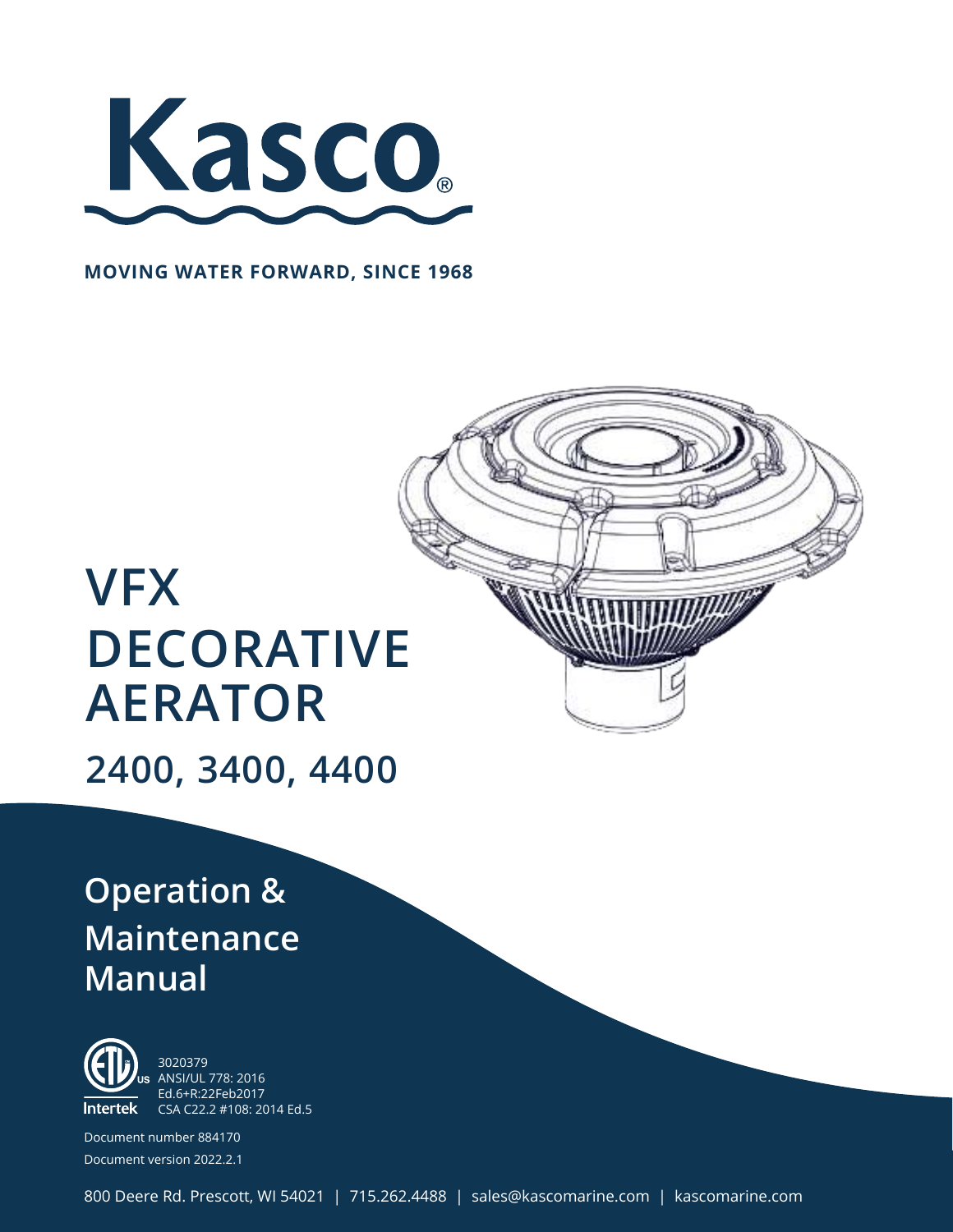Kasco®

**MOVING WATER FORWARD, SINCE 1968**

# VFX DECORATIVE AERATOR

## 2400, 3400, 4400

## Operation & Maintenance Manual

Intertek

3020379
ANSI/UL 778: 2016
Ed.6+R:22Feb2017
CSA C22.2 #108: 2014 Ed.5

Document number 884170

Document version 2022.2.1

800 Deere Rd. Prescott, WI 54021 | 715.262.4488 | sales@kascomarine.com | kascomarine.com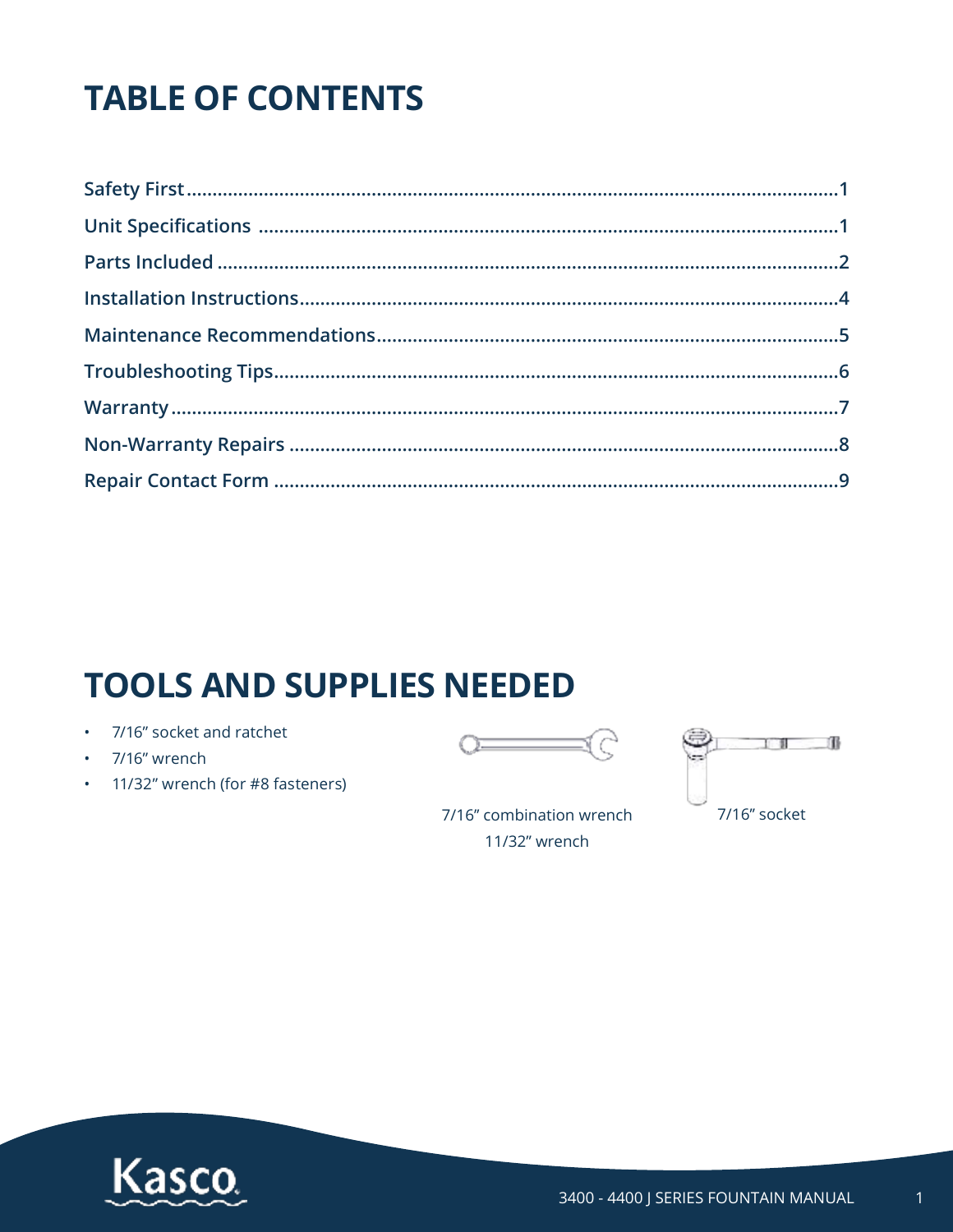# TABLE OF CONTENTS

| | |
|---|---|
| Safety First | 1 |
| Unit Specifications | 1 |
| Parts Included | 2 |
| Installation Instructions | 4 |
| Maintenance Recommendations | 5 |
| Troubleshooting Tips | 6 |
| Warranty | 7 |
| Non-Warranty Repairs | 8 |
| Repair Contact Form | 9 |

# TOOLS AND SUPPLIES NEEDED

- 7/16" socket and ratchet
- 7/16" wrench
- 11/32" wrench (for #8 fasteners)

7/16" combination wrench
11/32" wrench

7/16" socket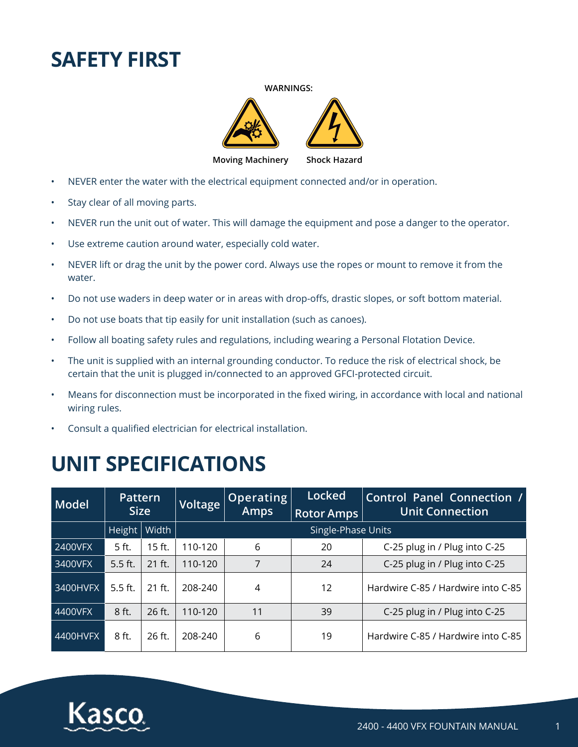# SAFETY FIRST

**WARNINGS:**

**Moving Machinery** **Shock Hazard**

- NEVER enter the water with the electrical equipment connected and/or in operation.
- Stay clear of all moving parts.
- NEVER run the unit out of water. This will damage the equipment and pose a danger to the operator.
- Use extreme caution around water, especially cold water.
- NEVER lift or drag the unit by the power cord. Always use the ropes or mount to remove it from the water.
- Do not use waders in deep water or in areas with drop-offs, drastic slopes, or soft bottom material.
- Do not use boats that tip easily for unit installation (such as canoes).
- Follow all boating safety rules and regulations, including wearing a Personal Flotation Device.
- The unit is supplied with an internal grounding conductor. To reduce the risk of electrical shock, be certain that the unit is plugged in/connected to an approved GFCI-protected circuit.
- Means for disconnection must be incorporated in the fixed wiring, in accordance with local and national wiring rules.
- Consult a qualified electrician for electrical installation.

# UNIT SPECIFICATIONS

| Model | Pattern Size | | Voltage | Operating Amps | Locked Rotor Amps | Control Panel Connection / Unit Connection |
|---|---|---|---|---|---|---|
| | Height | Width | Single-Phase Units | | | |
| 2400VFX | 5 ft. | 15 ft. | 110-120 | 6 | 20 | C-25 plug in / Plug into C-25 |
| 3400VFX | 5.5 ft. | 21 ft. | 110-120 | 7 | 24 | C-25 plug in / Plug into C-25 |
| 3400HVFX | 5.5 ft. | 21 ft. | 208-240 | 4 | 12 | Hardwire C-85 / Hardwire into C-85 |
| 4400VFX | 8 ft. | 26 ft. | 110-120 | 11 | 39 | C-25 plug in / Plug into C-25 |
| 4400HVFX | 8 ft. | 26 ft. | 208-240 | 6 | 19 | Hardwire C-85 / Hardwire into C-85 |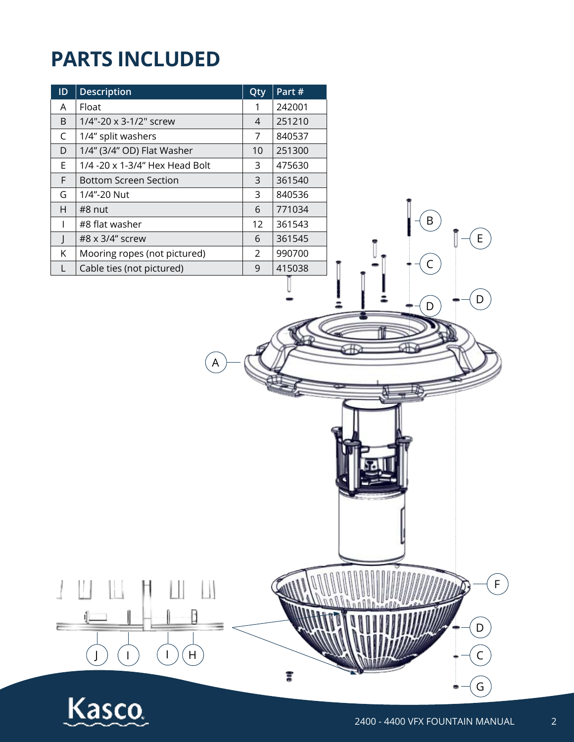# PARTS INCLUDED

| ID | Description | Qty | Part # |
|---|---|---|---|
| A | Float | 1 | 242001 |
| B | 1/4"-20 x 3-1/2" screw | 4 | 251210 |
| C | 1/4" split washers | 7 | 840537 |
| D | 1/4" (3/4" OD) Flat Washer | 10 | 251300 |
| E | 1/4 -20 x 1-3/4" Hex Head Bolt | 3 | 475630 |
| F | Bottom Screen Section | 3 | 361540 |
| G | 1/4"-20 Nut | 3 | 840536 |
| H | #8 nut | 6 | 771034 |
| I | #8 flat washer | 12 | 361543 |
| J | #8 x 3/4" screw | 6 | 361545 |
| K | Mooring ropes (not pictured) | 2 | 990700 |
| L | Cable ties (not pictured) | 9 | 415038 |

B
E
C
D
D
A
F
D
C
G
J
I
I
H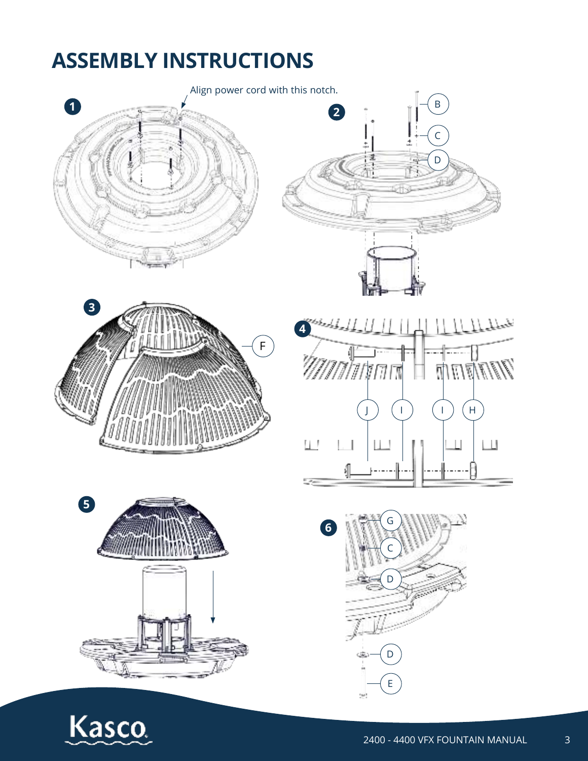# ASSEMBLY INSTRUCTIONS

1

Align power cord with this notch.

2

B

C

D

3

F

4

J

I

I

H

5

6

G

C

D

D

E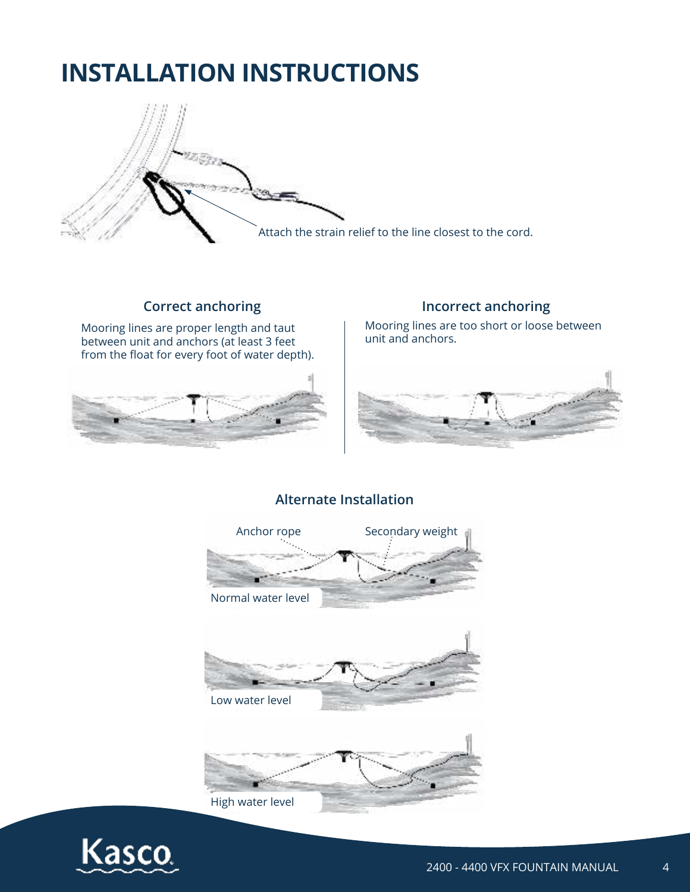# INSTALLATION INSTRUCTIONS

Attach the strain relief to the line closest to the cord.

### Correct anchoring

Mooring lines are proper length and taut between unit and anchors (at least 3 feet from the float for every foot of water depth).

### Incorrect anchoring

Mooring lines are too short or loose between unit and anchors.

### Alternate Installation

Anchor rope

Secondary weight

Normal water level

Low water level

High water level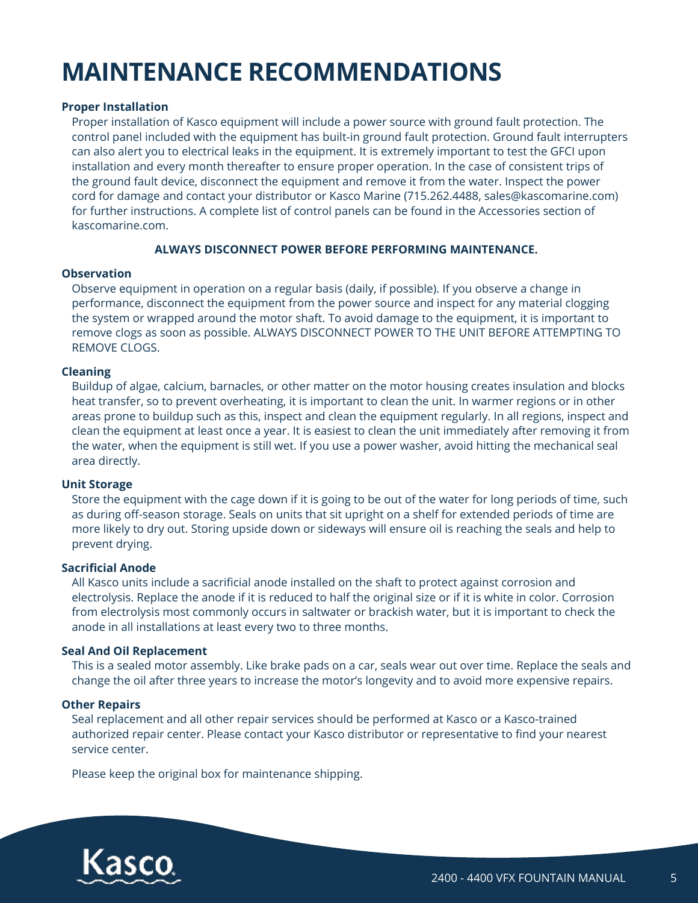# MAINTENANCE RECOMMENDATIONS

**Proper Installation**

Proper installation of Kasco equipment will include a power source with ground fault protection. The control panel included with the equipment has built-in ground fault protection. Ground fault interrupters can also alert you to electrical leaks in the equipment. It is extremely important to test the GFCI upon installation and every month thereafter to ensure proper operation. In the case of consistent trips of the ground fault device, disconnect the equipment and remove it from the water. Inspect the power cord for damage and contact your distributor or Kasco Marine (715.262.4488, sales@kascomarine.com) for further instructions. A complete list of control panels can be found in the Accessories section of kascomarine.com.

**ALWAYS DISCONNECT POWER BEFORE PERFORMING MAINTENANCE.**

**Observation**

Observe equipment in operation on a regular basis (daily, if possible). If you observe a change in performance, disconnect the equipment from the power source and inspect for any material clogging the system or wrapped around the motor shaft. To avoid damage to the equipment, it is important to remove clogs as soon as possible. ALWAYS DISCONNECT POWER TO THE UNIT BEFORE ATTEMPTING TO REMOVE CLOGS.

**Cleaning**

Buildup of algae, calcium, barnacles, or other matter on the motor housing creates insulation and blocks heat transfer, so to prevent overheating, it is important to clean the unit. In warmer regions or in other areas prone to buildup such as this, inspect and clean the equipment regularly. In all regions, inspect and clean the equipment at least once a year. It is easiest to clean the unit immediately after removing it from the water, when the equipment is still wet. If you use a power washer, avoid hitting the mechanical seal area directly.

**Unit Storage**

Store the equipment with the cage down if it is going to be out of the water for long periods of time, such as during off-season storage. Seals on units that sit upright on a shelf for extended periods of time are more likely to dry out. Storing upside down or sideways will ensure oil is reaching the seals and help to prevent drying.

**Sacrificial Anode**

All Kasco units include a sacrificial anode installed on the shaft to protect against corrosion and electrolysis. Replace the anode if it is reduced to half the original size or if it is white in color. Corrosion from electrolysis most commonly occurs in saltwater or brackish water, but it is important to check the anode in all installations at least every two to three months.

**Seal And Oil Replacement**

This is a sealed motor assembly. Like brake pads on a car, seals wear out over time. Replace the seals and change the oil after three years to increase the motor's longevity and to avoid more expensive repairs.

**Other Repairs**

Seal replacement and all other repair services should be performed at Kasco or a Kasco-trained authorized repair center. Please contact your Kasco distributor or representative to find your nearest service center.

Please keep the original box for maintenance shipping.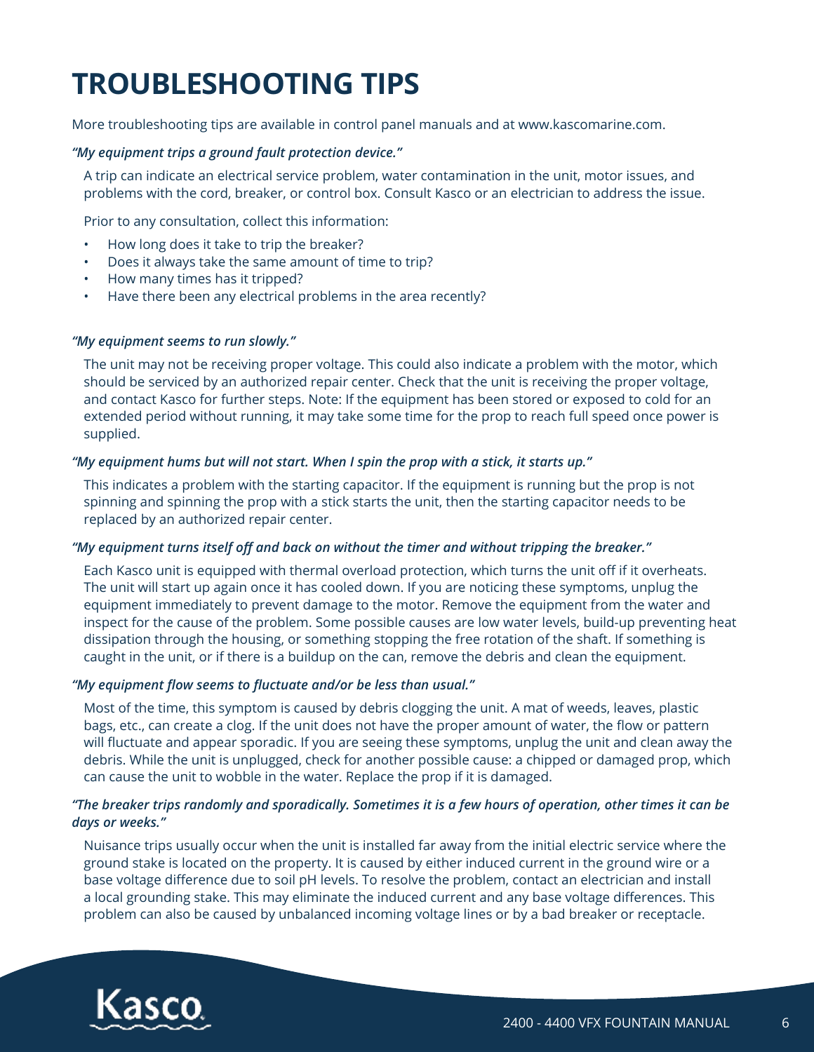# TROUBLESHOOTING TIPS

More troubleshooting tips are available in control panel manuals and at www.kascomarine.com.

***"My equipment trips a ground fault protection device."***

A trip can indicate an electrical service problem, water contamination in the unit, motor issues, and problems with the cord, breaker, or control box. Consult Kasco or an electrician to address the issue.

Prior to any consultation, collect this information:

- How long does it take to trip the breaker?
- Does it always take the same amount of time to trip?
- How many times has it tripped?
- Have there been any electrical problems in the area recently?

***"My equipment seems to run slowly."***

The unit may not be receiving proper voltage. This could also indicate a problem with the motor, which should be serviced by an authorized repair center. Check that the unit is receiving the proper voltage, and contact Kasco for further steps. Note: If the equipment has been stored or exposed to cold for an extended period without running, it may take some time for the prop to reach full speed once power is supplied.

***"My equipment hums but will not start. When I spin the prop with a stick, it starts up."***

This indicates a problem with the starting capacitor. If the equipment is running but the prop is not spinning and spinning the prop with a stick starts the unit, then the starting capacitor needs to be replaced by an authorized repair center.

***"My equipment turns itself off and back on without the timer and without tripping the breaker."***

Each Kasco unit is equipped with thermal overload protection, which turns the unit off if it overheats. The unit will start up again once it has cooled down. If you are noticing these symptoms, unplug the equipment immediately to prevent damage to the motor. Remove the equipment from the water and inspect for the cause of the problem. Some possible causes are low water levels, build-up preventing heat dissipation through the housing, or something stopping the free rotation of the shaft. If something is caught in the unit, or if there is a buildup on the can, remove the debris and clean the equipment.

***"My equipment flow seems to fluctuate and/or be less than usual."***

Most of the time, this symptom is caused by debris clogging the unit. A mat of weeds, leaves, plastic bags, etc., can create a clog. If the unit does not have the proper amount of water, the flow or pattern will fluctuate and appear sporadic. If you are seeing these symptoms, unplug the unit and clean away the debris. While the unit is unplugged, check for another possible cause: a chipped or damaged prop, which can cause the unit to wobble in the water. Replace the prop if it is damaged.

***"The breaker trips randomly and sporadically. Sometimes it is a few hours of operation, other times it can be days or weeks."***

Nuisance trips usually occur when the unit is installed far away from the initial electric service where the ground stake is located on the property. It is caused by either induced current in the ground wire or a base voltage difference due to soil pH levels. To resolve the problem, contact an electrician and install a local grounding stake. This may eliminate the induced current and any base voltage differences. This problem can also be caused by unbalanced incoming voltage lines or by a bad breaker or receptacle.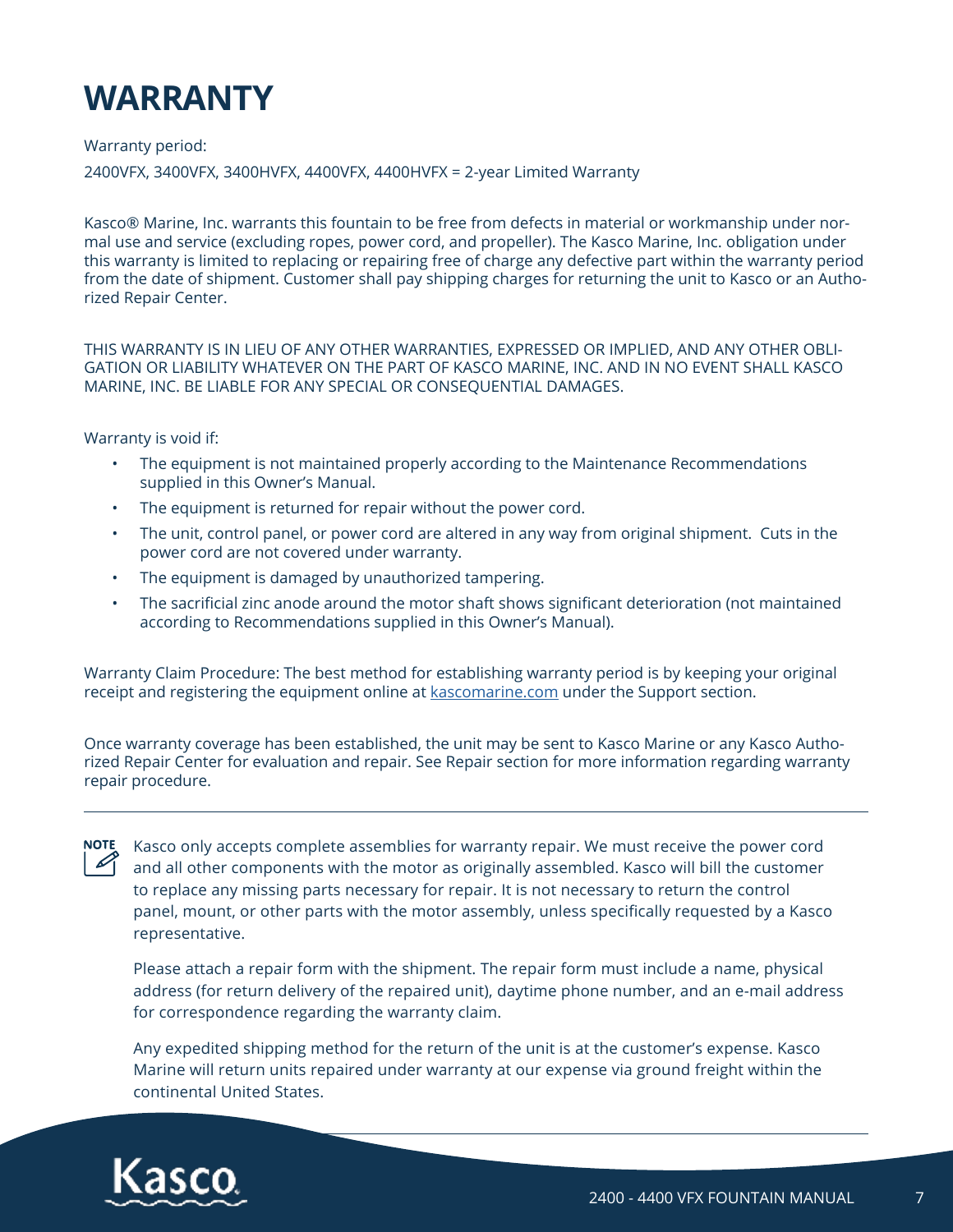# WARRANTY

Warranty period:

2400VFX, 3400VFX, 3400HVFX, 4400VFX, 4400HVFX = 2-year Limited Warranty

Kasco® Marine, Inc. warrants this fountain to be free from defects in material or workmanship under normal use and service (excluding ropes, power cord, and propeller). The Kasco Marine, Inc. obligation under this warranty is limited to replacing or repairing free of charge any defective part within the warranty period from the date of shipment. Customer shall pay shipping charges for returning the unit to Kasco or an Authorized Repair Center.

THIS WARRANTY IS IN LIEU OF ANY OTHER WARRANTIES, EXPRESSED OR IMPLIED, AND ANY OTHER OBLIGATION OR LIABILITY WHATEVER ON THE PART OF KASCO MARINE, INC. AND IN NO EVENT SHALL KASCO MARINE, INC. BE LIABLE FOR ANY SPECIAL OR CONSEQUENTIAL DAMAGES.

Warranty is void if:

- The equipment is not maintained properly according to the Maintenance Recommendations supplied in this Owner's Manual.
- The equipment is returned for repair without the power cord.
- The unit, control panel, or power cord are altered in any way from original shipment. Cuts in the power cord are not covered under warranty.
- The equipment is damaged by unauthorized tampering.
- The sacrificial zinc anode around the motor shaft shows significant deterioration (not maintained according to Recommendations supplied in this Owner's Manual).

Warranty Claim Procedure: The best method for establishing warranty period is by keeping your original receipt and registering the equipment online at kascomarine.com under the Support section.

Once warranty coverage has been established, the unit may be sent to Kasco Marine or any Kasco Authorized Repair Center for evaluation and repair. See Repair section for more information regarding warranty repair procedure.

---

**NOTE** Kasco only accepts complete assemblies for warranty repair. We must receive the power cord and all other components with the motor as originally assembled. Kasco will bill the customer to replace any missing parts necessary for repair. It is not necessary to return the control panel, mount, or other parts with the motor assembly, unless specifically requested by a Kasco representative.

Please attach a repair form with the shipment. The repair form must include a name, physical address (for return delivery of the repaired unit), daytime phone number, and an e-mail address for correspondence regarding the warranty claim.

Any expedited shipping method for the return of the unit is at the customer's expense. Kasco Marine will return units repaired under warranty at our expense via ground freight within the continental United States.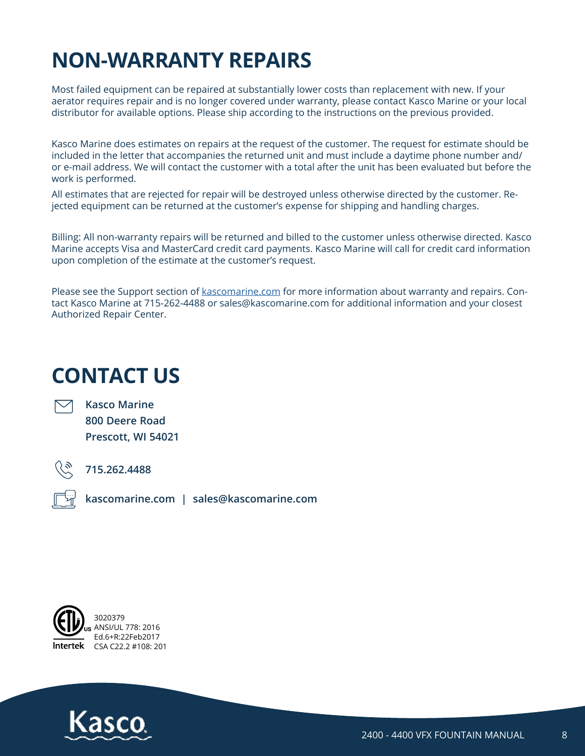# NON-WARRANTY REPAIRS

Most failed equipment can be repaired at substantially lower costs than replacement with new. If your aerator requires repair and is no longer covered under warranty, please contact Kasco Marine or your local distributor for available options. Please ship according to the instructions on the previous provided.

Kasco Marine does estimates on repairs at the request of the customer. The request for estimate should be included in the letter that accompanies the returned unit and must include a daytime phone number and/ or e-mail address. We will contact the customer with a total after the unit has been evaluated but before the work is performed.

All estimates that are rejected for repair will be destroyed unless otherwise directed by the customer. Rejected equipment can be returned at the customer's expense for shipping and handling charges.

Billing: All non-warranty repairs will be returned and billed to the customer unless otherwise directed. Kasco Marine accepts Visa and MasterCard credit card payments. Kasco Marine will call for credit card information upon completion of the estimate at the customer's request.

Please see the Support section of kascomarine.com for more information about warranty and repairs. Contact Kasco Marine at 715-262-4488 or sales@kascomarine.com for additional information and your closest Authorized Repair Center.

# CONTACT US

**Kasco Marine**
**800 Deere Road**
**Prescott, WI 54021**

**715.262.4488**

**kascomarine.com | sales@kascomarine.com**

Intertek
3020379
ANSI/UL 778: 2016
Ed.6+R:22Feb2017
CSA C22.2 #108: 201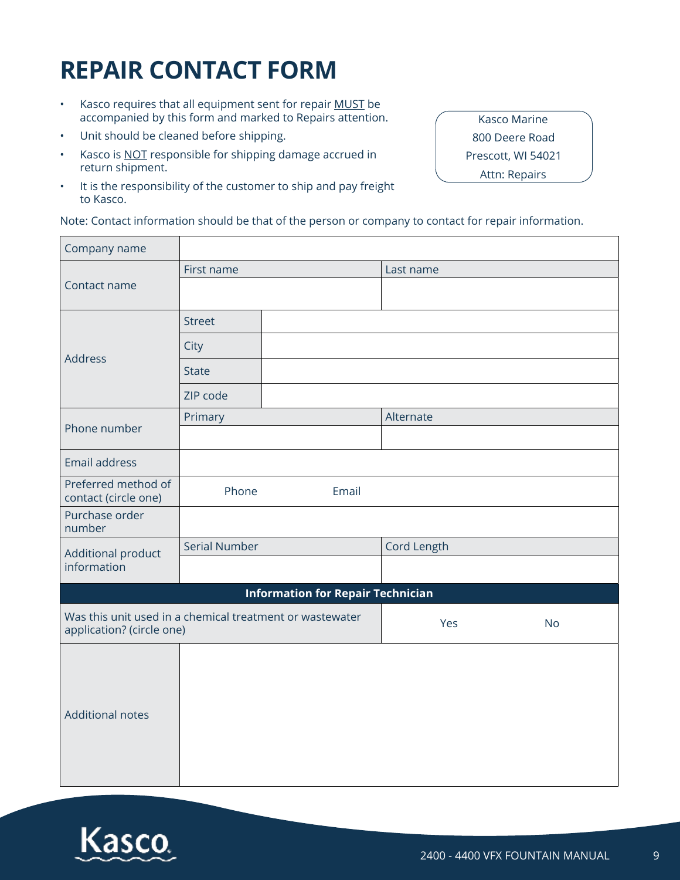# REPAIR CONTACT FORM

- Kasco requires that all equipment sent for repair MUST be accompanied by this form and marked to Repairs attention.
- Unit should be cleaned before shipping.
- Kasco is NOT responsible for shipping damage accrued in return shipment.
- It is the responsibility of the customer to ship and pay freight to Kasco.

Kasco Marine
800 Deere Road
Prescott, WI 54021
Attn: Repairs

Note: Contact information should be that of the person or company to contact for repair information.

| | | | |
|---|---|---|---|
| Company name | | | |
| Contact name | First name | | Last name |
| | | | |
| Address | Street | | |
| | City | | |
| | State | | |
| | ZIP code | | |
| Phone number | Primary | | Alternate |
| | | | |
| Email address | | | |
| Preferred method of contact (circle one) | Phone | Email | |
| Purchase order number | | | |
| Additional product information | Serial Number | | Cord Length |
| | | | |
| **Information for Repair Technician** | | | |
| Was this unit used in a chemical treatment or wastewater application? (circle one) | | Yes | No |
| Additional notes | | | |